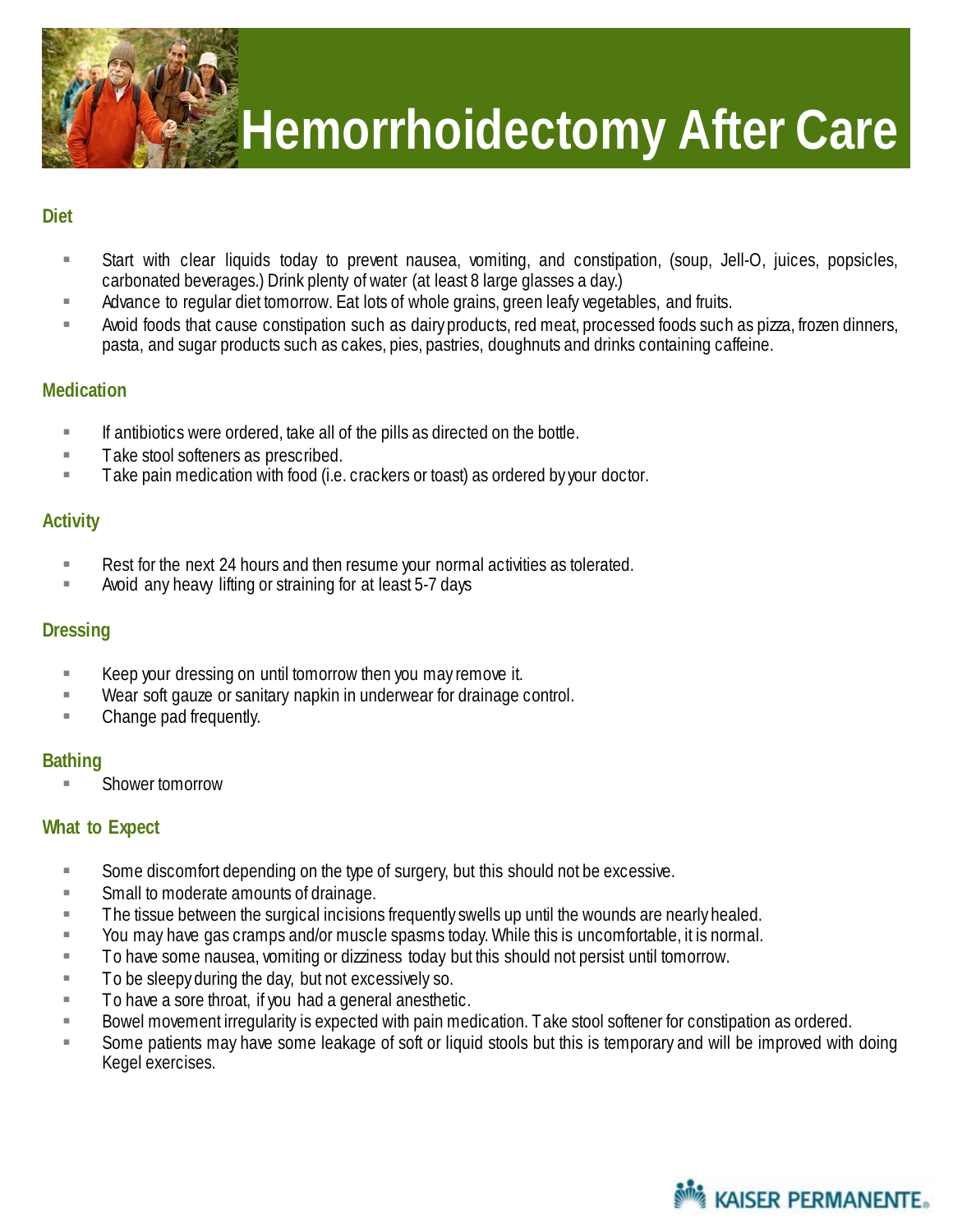# Hemorrhoidectomy After Care

## Diet

- Start with clear liquids today to prevent nausea, vomiting, and constipation, (soup, Jell-O, juices, popsicles, carbonated beverages.) Drink plenty of water (at least 8 large glasses a day.)
- Advance to regular diet tomorrow. Eat lots of whole grains, green leafy vegetables, and fruits.
- Avoid foods that cause constipation such as dairy products, red meat, processed foods such as pizza, frozen dinners, pasta, and sugar products such as cakes, pies, pastries, doughnuts and drinks containing caffeine.

## Medication

- If antibiotics were ordered, take all of the pills as directed on the bottle.
- Take stool softeners as prescribed.
- Take pain medication with food (i.e. crackers or toast) as ordered by your doctor.

## Activity

- Rest for the next 24 hours and then resume your normal activities as tolerated.
- Avoid any heavy lifting or straining for at least 5-7 days

## Dressing

- Keep your dressing on until tomorrow then you may remove it.
- Wear soft gauze or sanitary napkin in underwear for drainage control.
- Change pad frequently.

## Bathing

- Shower tomorrow

## What to Expect

- Some discomfort depending on the type of surgery, but this should not be excessive.
- Small to moderate amounts of drainage.
- The tissue between the surgical incisions frequently swells up until the wounds are nearly healed.
- You may have gas cramps and/or muscle spasms today. While this is uncomfortable, it is normal.
- To have some nausea, vomiting or dizziness today but this should not persist until tomorrow.
- To be sleepy during the day, but not excessively so.
- To have a sore throat, if you had a general anesthetic.
- Bowel movement irregularity is expected with pain medication. Take stool softener for constipation as ordered.
- Some patients may have some leakage of soft or liquid stools but this is temporary and will be improved with doing Kegel exercises.

KAISER PERMANENTE.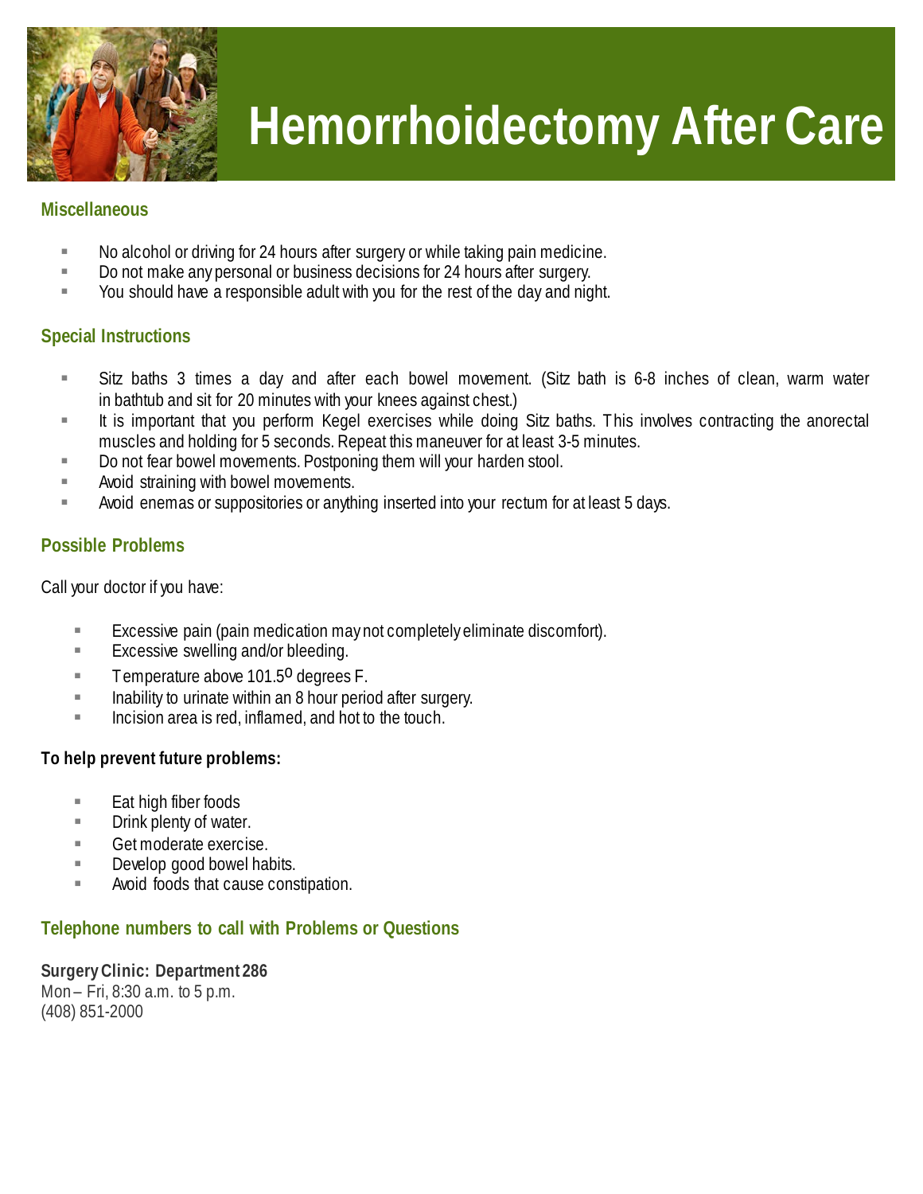# Hemorrhoidectomy After Care

## Miscellaneous

- No alcohol or driving for 24 hours after surgery or while taking pain medicine.
- Do not make any personal or business decisions for 24 hours after surgery.
- You should have a responsible adult with you for the rest of the day and night.

## Special Instructions

- Sitz baths 3 times a day and after each bowel movement. (Sitz bath is 6-8 inches of clean, warm water in bathtub and sit for 20 minutes with your knees against chest.)
- It is important that you perform Kegel exercises while doing Sitz baths. This involves contracting the anorectal muscles and holding for 5 seconds. Repeat this maneuver for at least 3-5 minutes.
- Do not fear bowel movements. Postponing them will your harden stool.
- Avoid straining with bowel movements.
- Avoid enemas or suppositories or anything inserted into your rectum for at least 5 days.

## Possible Problems

Call your doctor if you have:

- Excessive pain (pain medication may not completely eliminate discomfort).
- Excessive swelling and/or bleeding.
- Temperature above 101.5$^{o}$ degrees F.
- Inability to urinate within an 8 hour period after surgery.
- Incision area is red, inflamed, and hot to the touch.

**To help prevent future problems:**

- Eat high fiber foods
- Drink plenty of water.
- Get moderate exercise.
- Develop good bowel habits.
- Avoid foods that cause constipation.

## Telephone numbers to call with Problems or Questions

**Surgery Clinic: Department 286**
Mon – Fri, 8:30 a.m. to 5 p.m.
(408) 851-2000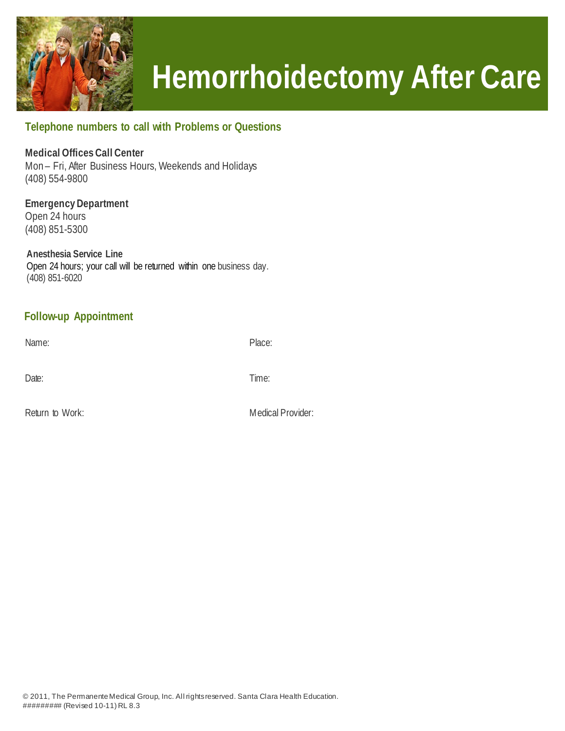# Hemorrhoidectomy After Care

## Telephone numbers to call with Problems or Questions

**Medical Offices Call Center**
Mon – Fri, After Business Hours, Weekends and Holidays
(408) 554-9800

**Emergency Department**
Open 24 hours
(408) 851-5300

**Anesthesia Service Line**
Open 24 hours; your call will be returned within one business day.
(408) 851-6020

## Follow-up Appointment

Name:

Place:

Date:

Time:

Return to Work:

Medical Provider:

© 2011, The Permanente Medical Group, Inc. All rights reserved. Santa Clara Health Education.
######### (Revised 10-11) RL 8.3